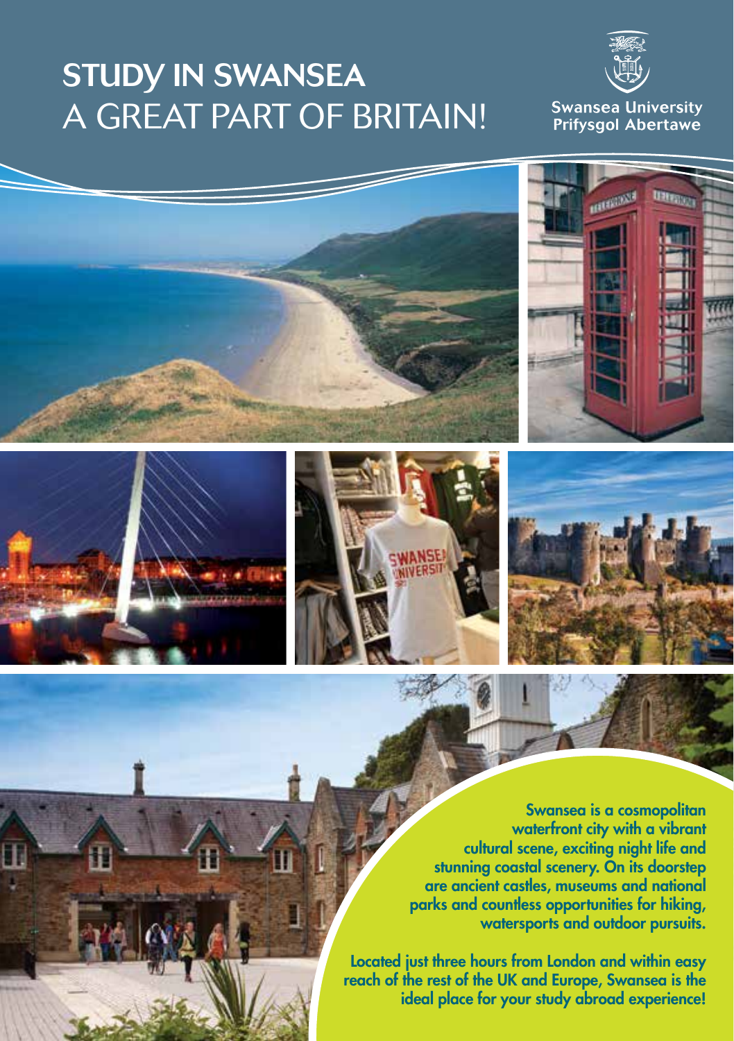# STUDY IN SWANSEA
# A GREAT PART OF BRITAIN!

Swansea University
Prifysgol Abertawe

**Swansea is a cosmopolitan waterfront city with a vibrant cultural scene, exciting night life and stunning coastal scenery. On its doorstep are ancient castles, museums and national parks and countless opportunities for hiking, watersports and outdoor pursuits.**

**Located just three hours from London and within easy reach of the rest of the UK and Europe, Swansea is the ideal place for your study abroad experience!**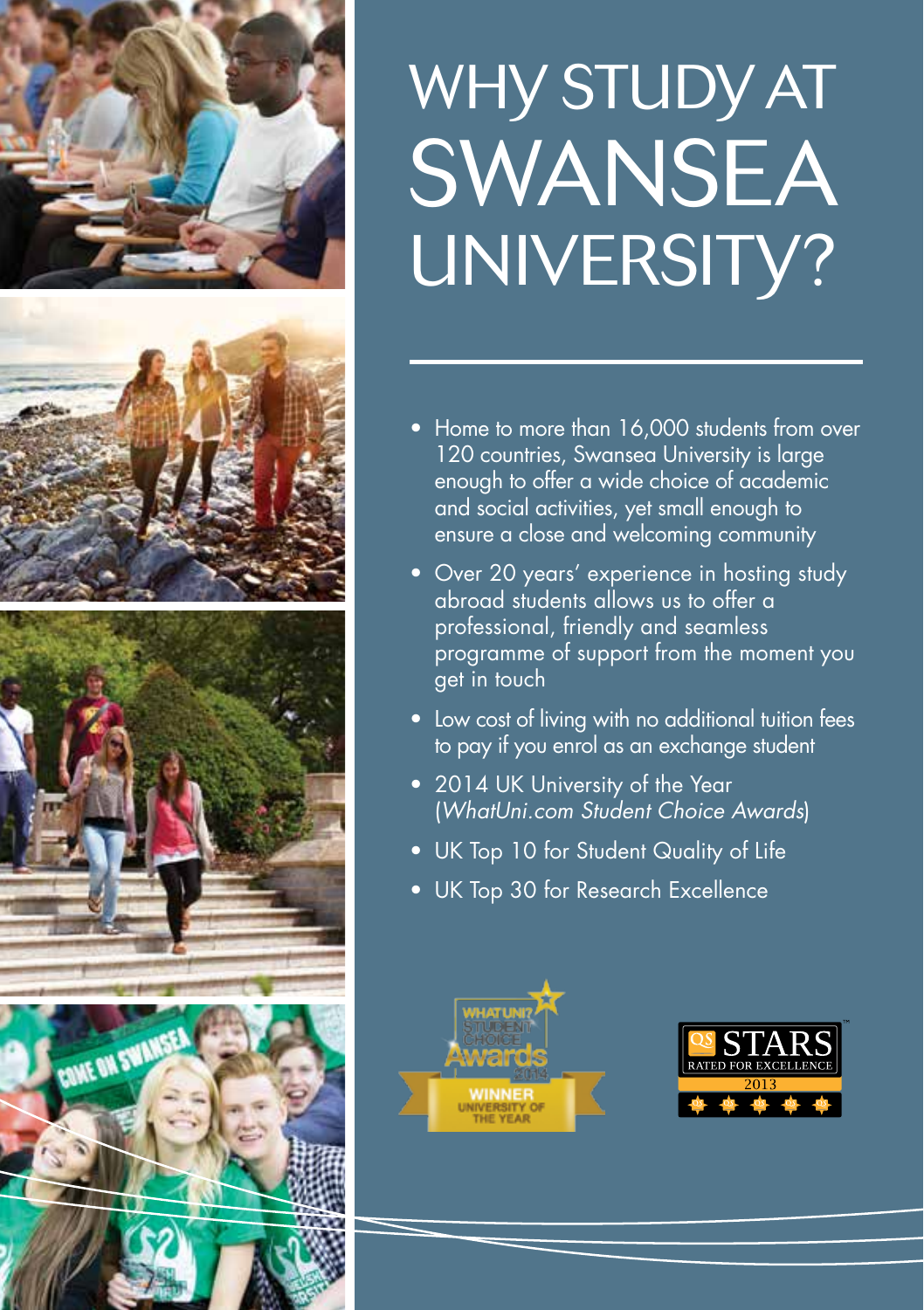# WHY STUDY AT SWANSEA UNIVERSITY?

- Home to more than 16,000 students from over 120 countries, Swansea University is large enough to offer a wide choice of academic and social activities, yet small enough to ensure a close and welcoming community
- Over 20 years' experience in hosting study abroad students allows us to offer a professional, friendly and seamless programme of support from the moment you get in touch
- Low cost of living with no additional tuition fees to pay if you enrol as an exchange student
- 2014 UK University of the Year (*WhatUni.com Student Choice Awards*)
- UK Top 10 for Student Quality of Life
- UK Top 30 for Research Excellence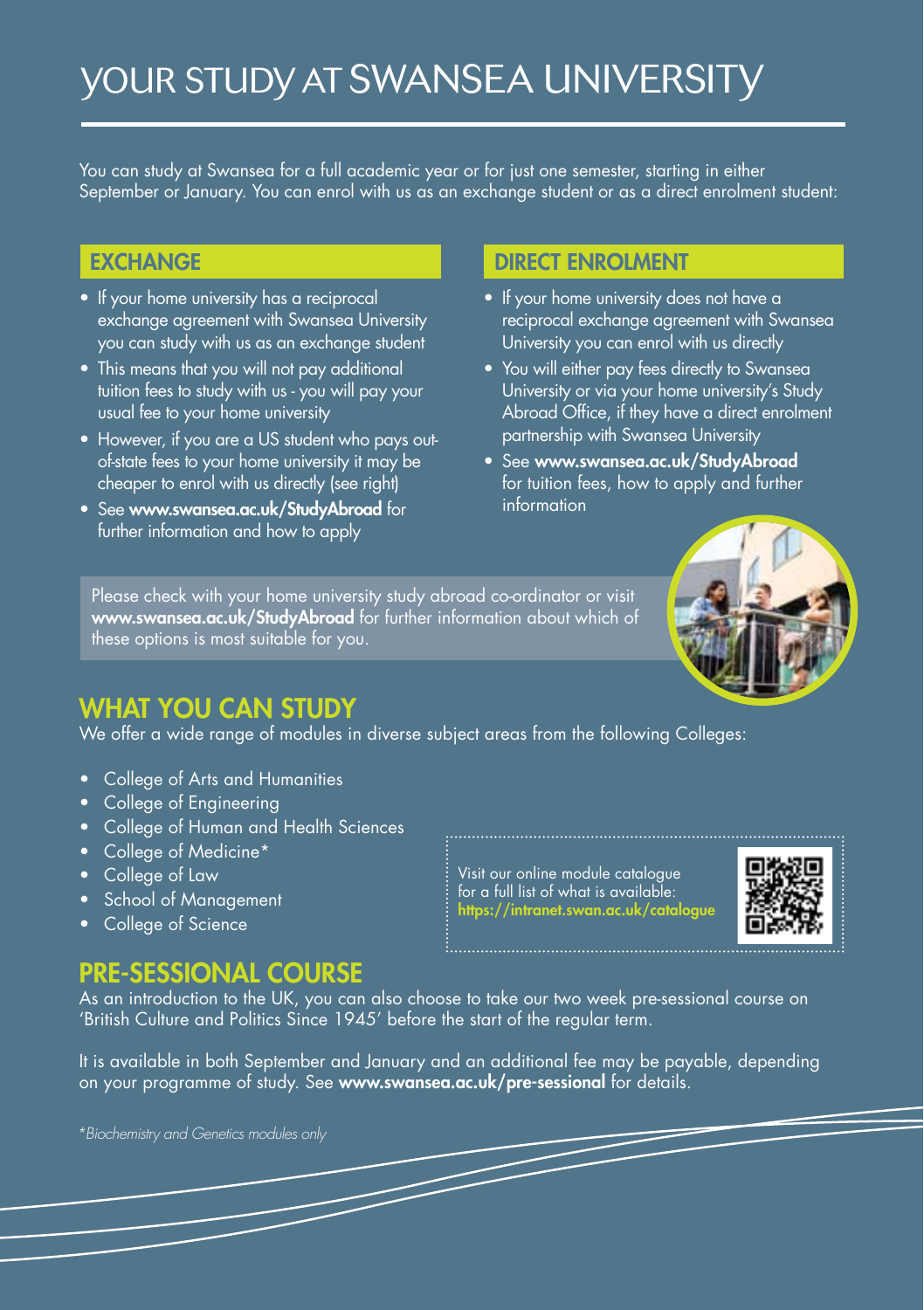# YOUR STUDY AT SWANSEA UNIVERSITY

You can study at Swansea for a full academic year or for just one semester, starting in either September or January. You can enrol with us as an exchange student or as a direct enrolment student:

## EXCHANGE

- If your home university has a reciprocal exchange agreement with Swansea University you can study with us as an exchange student
- This means that you will not pay additional tuition fees to study with us - you will pay your usual fee to your home university
- However, if you are a US student who pays out-of-state fees to your home university it may be cheaper to enrol with us directly (see right)
- See **www.swansea.ac.uk/StudyAbroad** for further information and how to apply

## DIRECT ENROLMENT

- If your home university does not have a reciprocal exchange agreement with Swansea University you can enrol with us directly
- You will either pay fees directly to Swansea University or via your home university's Study Abroad Office, if they have a direct enrolment partnership with Swansea University
- See **www.swansea.ac.uk/StudyAbroad** for tuition fees, how to apply and further information

Please check with your home university study abroad co-ordinator or visit **www.swansea.ac.uk/StudyAbroad** for further information about which of these options is most suitable for you.

## WHAT YOU CAN STUDY

We offer a wide range of modules in diverse subject areas from the following Colleges:

- College of Arts and Humanities
- College of Engineering
- College of Human and Health Sciences
- College of Medicine*
- College of Law
- School of Management
- College of Science

Visit our online module catalogue for a full list of what is available: **https://intranet.swan.ac.uk/catalogue**

## PRE-SESSIONAL COURSE

As an introduction to the UK, you can also choose to take our two week pre-sessional course on 'British Culture and Politics Since 1945' before the start of the regular term.

It is available in both September and January and an additional fee may be payable, depending on your programme of study. See **www.swansea.ac.uk/pre-sessional** for details.

*\*Biochemistry and Genetics modules only*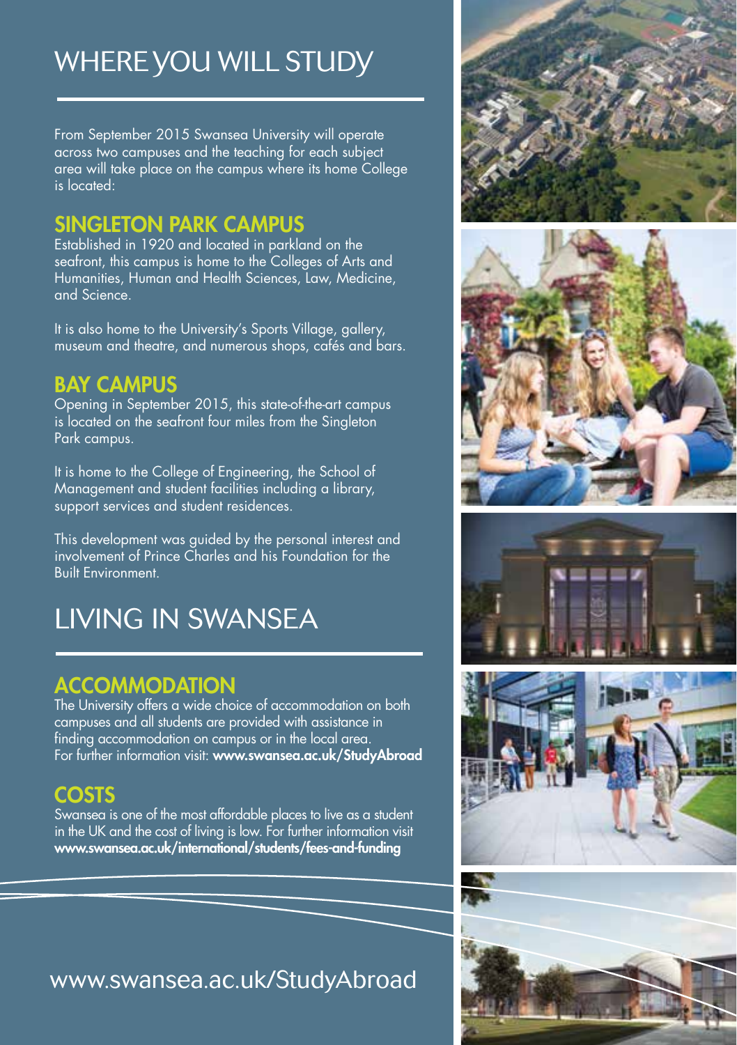# WHERE YOU WILL STUDY

From September 2015 Swansea University will operate across two campuses and the teaching for each subject area will take place on the campus where its home College is located:

## SINGLETON PARK CAMPUS

Established in 1920 and located in parkland on the seafront, this campus is home to the Colleges of Arts and Humanities, Human and Health Sciences, Law, Medicine, and Science.

It is also home to the University's Sports Village, gallery, museum and theatre, and numerous shops, cafés and bars.

## BAY CAMPUS

Opening in September 2015, this state-of-the-art campus is located on the seafront four miles from the Singleton Park campus.

It is home to the College of Engineering, the School of Management and student facilities including a library, support services and student residences.

This development was guided by the personal interest and involvement of Prince Charles and his Foundation for the Built Environment.

# LIVING IN SWANSEA

## ACCOMMODATION

The University offers a wide choice of accommodation on both campuses and all students are provided with assistance in finding accommodation on campus or in the local area. For further information visit: **www.swansea.ac.uk/StudyAbroad**

## COSTS

Swansea is one of the most affordable places to live as a student in the UK and the cost of living is low. For further information visit **www.swansea.ac.uk/international/students/fees-and-funding**

www.swansea.ac.uk/StudyAbroad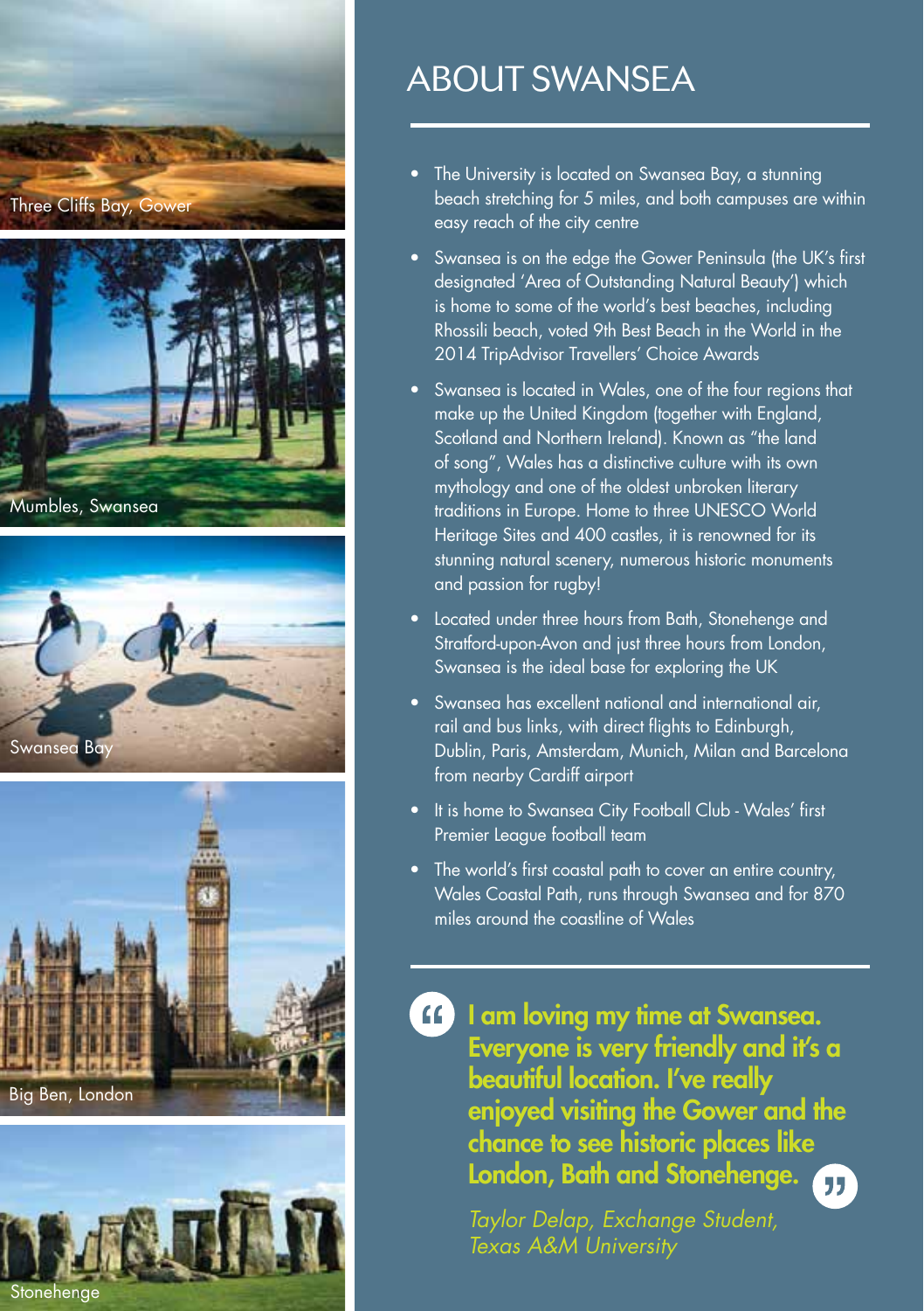Three Cliffs Bay, Gower

Mumbles, Swansea

Swansea Bay

Big Ben, London

Stonehenge

# ABOUT SWANSEA

- The University is located on Swansea Bay, a stunning beach stretching for 5 miles, and both campuses are within easy reach of the city centre
- Swansea is on the edge the Gower Peninsula (the UK's first designated 'Area of Outstanding Natural Beauty') which is home to some of the world's best beaches, including Rhossili beach, voted 9th Best Beach in the World in the 2014 TripAdvisor Travellers' Choice Awards
- Swansea is located in Wales, one of the four regions that make up the United Kingdom (together with England, Scotland and Northern Ireland). Known as "the land of song", Wales has a distinctive culture with its own mythology and one of the oldest unbroken literary traditions in Europe. Home to three UNESCO World Heritage Sites and 400 castles, it is renowned for its stunning natural scenery, numerous historic monuments and passion for rugby!
- Located under three hours from Bath, Stonehenge and Stratford-upon-Avon and just three hours from London, Swansea is the ideal base for exploring the UK
- Swansea has excellent national and international air, rail and bus links, with direct flights to Edinburgh, Dublin, Paris, Amsterdam, Munich, Milan and Barcelona from nearby Cardiff airport
- It is home to Swansea City Football Club - Wales' first Premier League football team
- The world's first coastal path to cover an entire country, Wales Coastal Path, runs through Swansea and for 870 miles around the coastline of Wales

> **I am loving my time at Swansea. Everyone is very friendly and it's a beautiful location. I've really enjoyed visiting the Gower and the chance to see historic places like London, Bath and Stonehenge.**
>
> *Taylor Delap, Exchange Student, Texas A&M University*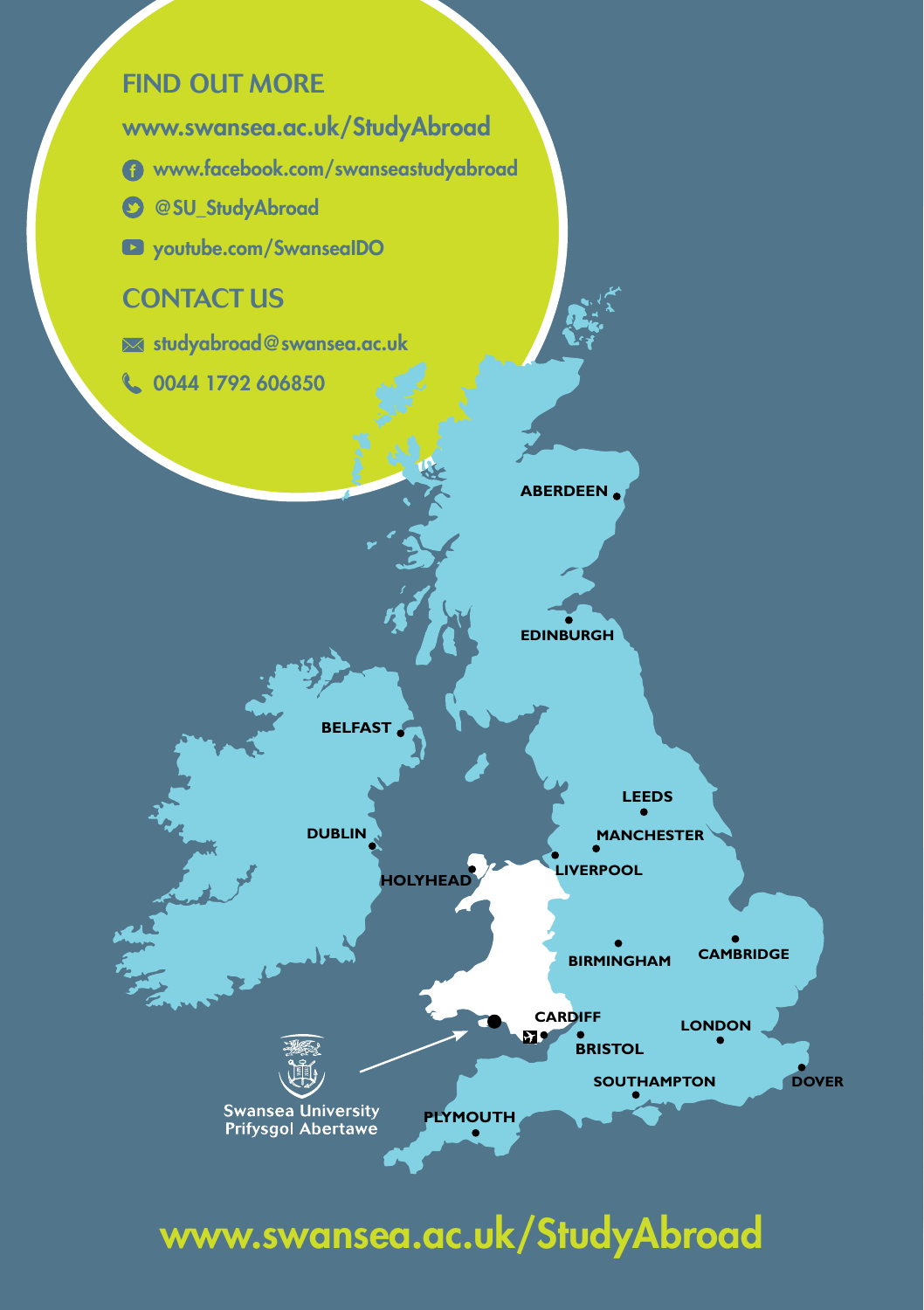## FIND OUT MORE

www.swansea.ac.uk/StudyAbroad

- www.facebook.com/swanseastudyabroad
- @SU_StudyAbroad
- youtube.com/SwanseaIDO

## CONTACT US

- studyabroad@swansea.ac.uk
- 0044 1792 606850

ABERDEEN
EDINBURGH
BELFAST
LEEDS
DUBLIN
MANCHESTER
HOLYHEAD
LIVERPOOL
BIRMINGHAM
CAMBRIDGE
CARDIFF
LONDON
BRISTOL
SOUTHAMPTON
DOVER
PLYMOUTH

Swansea University
Prifysgol Abertawe

www.swansea.ac.uk/StudyAbroad